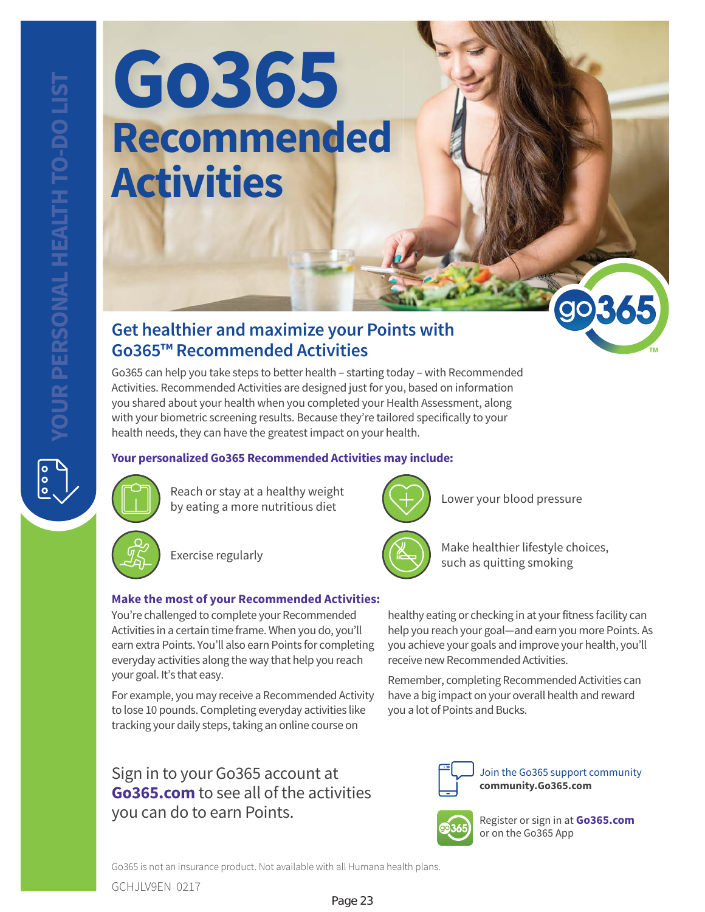YOUR PERSONAL HEALTH TO-DO LIST

# Go365 Recommended Activities

## Get healthier and maximize your Points with Go365™ Recommended Activities

Go365 can help you take steps to better health – starting today – with Recommended Activities. Recommended Activities are designed just for you, based on information you shared about your health when you completed your Health Assessment, along with your biometric screening results. Because they're tailored specifically to your health needs, they can have the greatest impact on your health.

### Your personalized Go365 Recommended Activities may include:

- Reach or stay at a healthy weight by eating a more nutritious diet
- Exercise regularly
- Lower your blood pressure
- Make healthier lifestyle choices, such as quitting smoking

### Make the most of your Recommended Activities:

You're challenged to complete your Recommended Activities in a certain time frame. When you do, you'll earn extra Points. You'll also earn Points for completing everyday activities along the way that help you reach your goal. It's that easy.

For example, you may receive a Recommended Activity to lose 10 pounds. Completing everyday activities like tracking your daily steps, taking an online course on healthy eating or checking in at your fitness facility can help you reach your goal—and earn you more Points. As you achieve your goals and improve your health, you'll receive new Recommended Activities.

Remember, completing Recommended Activities can have a big impact on your overall health and reward you a lot of Points and Bucks.

Sign in to your Go365 account at **Go365.com** to see all of the activities you can do to earn Points.

Join the Go365 support community
**community.Go365.com**

Register or sign in at **Go365.com** or on the Go365 App

Go365 is not an insurance product. Not available with all Humana health plans.

GCHJLV9EN 0217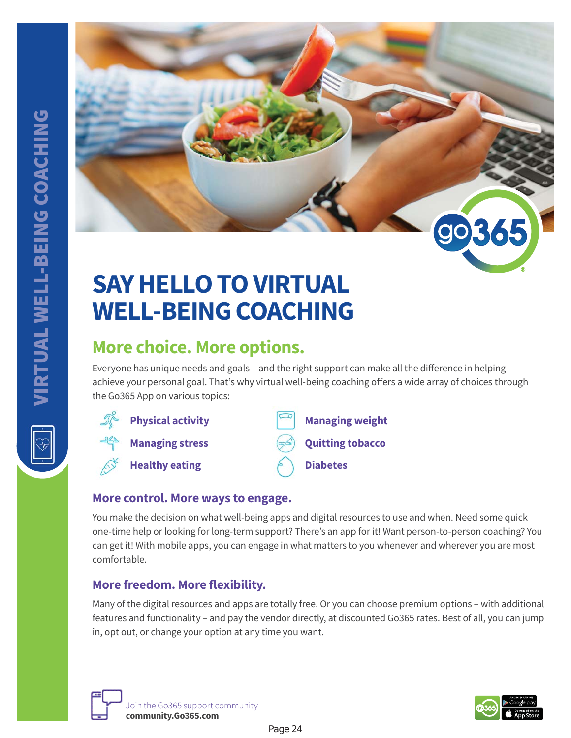VIRTUAL WELL-BEING COACHING

# SAY HELLO TO VIRTUAL WELL-BEING COACHING

## More choice. More options.

Everyone has unique needs and goals – and the right support can make all the difference in helping achieve your personal goal. That's why virtual well-being coaching offers a wide array of choices through the Go365 App on various topics:

- **Physical activity**
- **Managing stress**
- **Healthy eating**
- **Managing weight**
- **Quitting tobacco**
- **Diabetes**

### More control. More ways to engage.

You make the decision on what well-being apps and digital resources to use and when. Need some quick one-time help or looking for long-term support? There's an app for it! Want person-to-person coaching? You can get it! With mobile apps, you can engage in what matters to you whenever and wherever you are most comfortable.

### More freedom. More flexibility.

Many of the digital resources and apps are totally free. Or you can choose premium options – with additional features and functionality – and pay the vendor directly, at discounted Go365 rates. Best of all, you can jump in, opt out, or change your option at any time you want.

Join the Go365 support community
**community.Go365.com**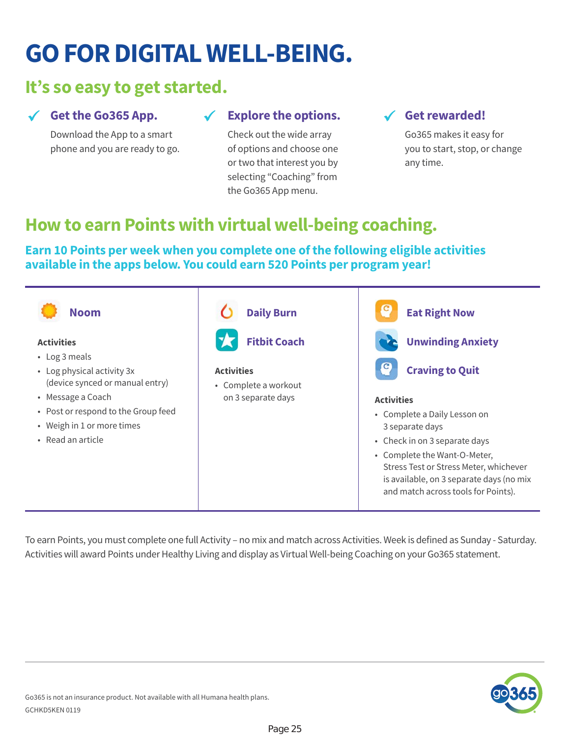# GO FOR DIGITAL WELL-BEING.

## It's so easy to get started.

### ✓ Get the Go365 App.

Download the App to a smart phone and you are ready to go.

### ✓ Explore the options.

Check out the wide array of options and choose one or two that interest you by selecting "Coaching" from the Go365 App menu.

### ✓ Get rewarded!

Go365 makes it easy for you to start, stop, or change any time.

## How to earn Points with virtual well-being coaching.

**Earn 10 Points per week when you complete one of the following eligible activities available in the apps below. You could earn 520 Points per program year!**

### Noom

**Activities**

- Log 3 meals
- Log physical activity 3x (device synced or manual entry)
- Message a Coach
- Post or respond to the Group feed
- Weigh in 1 or more times
- Read an article

### Daily Burn

### Fitbit Coach

**Activities**

- Complete a workout on 3 separate days

### Eat Right Now

### Unwinding Anxiety

### Craving to Quit

**Activities**

- Complete a Daily Lesson on 3 separate days
- Check in on 3 separate days
- Complete the Want-O-Meter, Stress Test or Stress Meter, whichever is available, on 3 separate days (no mix and match across tools for Points).

To earn Points, you must complete one full Activity – no mix and match across Activities. Week is defined as Sunday - Saturday. Activities will award Points under Healthy Living and display as Virtual Well-being Coaching on your Go365 statement.

Go365 is not an insurance product. Not available with all Humana health plans.
GCHKD5KEN 0119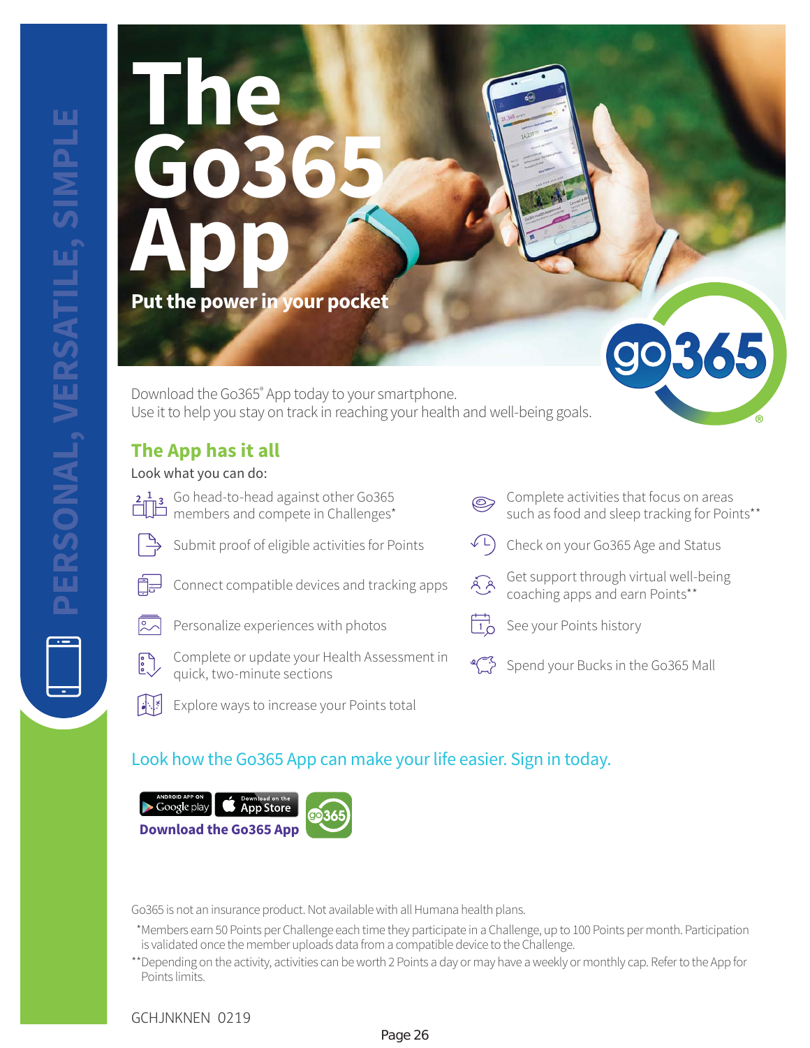PERSONAL, VERSATILE, SIMPLE

# The Go365 App

**Put the power in your pocket**

Download the Go365® App today to your smartphone.
Use it to help you stay on track in reaching your health and well-being goals.

## The App has it all

Look what you can do:

- Go head-to-head against other Go365 members and compete in Challenges*
- Submit proof of eligible activities for Points
- Connect compatible devices and tracking apps
- Personalize experiences with photos
- Complete or update your Health Assessment in quick, two-minute sections
- Explore ways to increase your Points total
- Complete activities that focus on areas such as food and sleep tracking for Points**
- Check on your Go365 Age and Status
- Get support through virtual well-being coaching apps and earn Points**
- See your Points history
- Spend your Bucks in the Go365 Mall

### Look how the Go365 App can make your life easier. Sign in today.

ANDROID APP ON Google play | Download on the App Store

**Download the Go365 App**

Go365 is not an insurance product. Not available with all Humana health plans.

*Members earn 50 Points per Challenge each time they participate in a Challenge, up to 100 Points per month. Participation is validated once the member uploads data from a compatible device to the Challenge.

**Depending on the activity, activities can be worth 2 Points a day or may have a weekly or monthly cap. Refer to the App for Points limits.

GCHJNKNEN 0219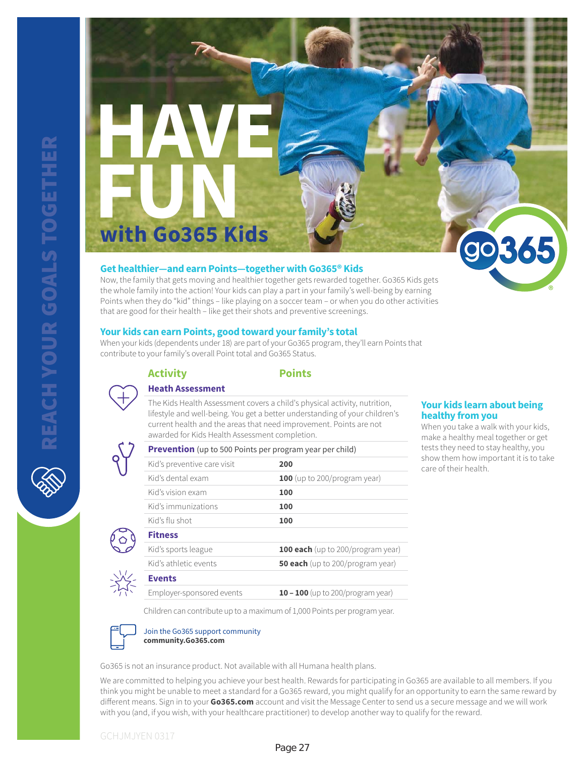REACH YOUR GOALS TOGETHER

# HAVE FUN with Go365 Kids

## Get healthier—and earn Points—together with Go365® Kids

Now, the family that gets moving and healthier together gets rewarded together. Go365 Kids gets the whole family into the action! Your kids can play a part in your family's well-being by earning Points when they do "kid" things – like playing on a soccer team – or when you do other activities that are good for their health – like get their shots and preventive screenings.

## Your kids can earn Points, good toward your family's total

When your kids (dependents under 18) are part of your Go365 program, they'll earn Points that contribute to your family's overall Point total and Go365 Status.

| Activity | Points |
|---|---|
| **Heath Assessment** | |
| The Kids Health Assessment covers a child's physical activity, nutrition, lifestyle and well-being. You get a better understanding of your children's current health and the areas that need improvement. Points are not awarded for Kids Health Assessment completion. | |
| **Prevention** (up to 500 Points per program year per child) | |
| Kid's preventive care visit | **200** |
| Kid's dental exam | **100** (up to 200/program year) |
| Kid's vision exam | **100** |
| Kid's immunizations | **100** |
| Kid's flu shot | **100** |
| **Fitness** | |
| Kid's sports league | **100 each** (up to 200/program year) |
| Kid's athletic events | **50 each** (up to 200/program year) |
| **Events** | |
| Employer-sponsored events | **10 – 100** (up to 200/program year) |

Children can contribute up to a maximum of 1,000 Points per program year.

### Your kids learn about being healthy from you

When you take a walk with your kids, make a healthy meal together or get tests they need to stay healthy, you show them how important it is to take care of their health.

Join the Go365 support community
**community.Go365.com**

Go365 is not an insurance product. Not available with all Humana health plans.

We are committed to helping you achieve your best health. Rewards for participating in Go365 are available to all members. If you think you might be unable to meet a standard for a Go365 reward, you might qualify for an opportunity to earn the same reward by different means. Sign in to your **Go365.com** account and visit the Message Center to send us a secure message and we will work with you (and, if you wish, with your healthcare practitioner) to develop another way to qualify for the reward.

GCHJMJYEN 0317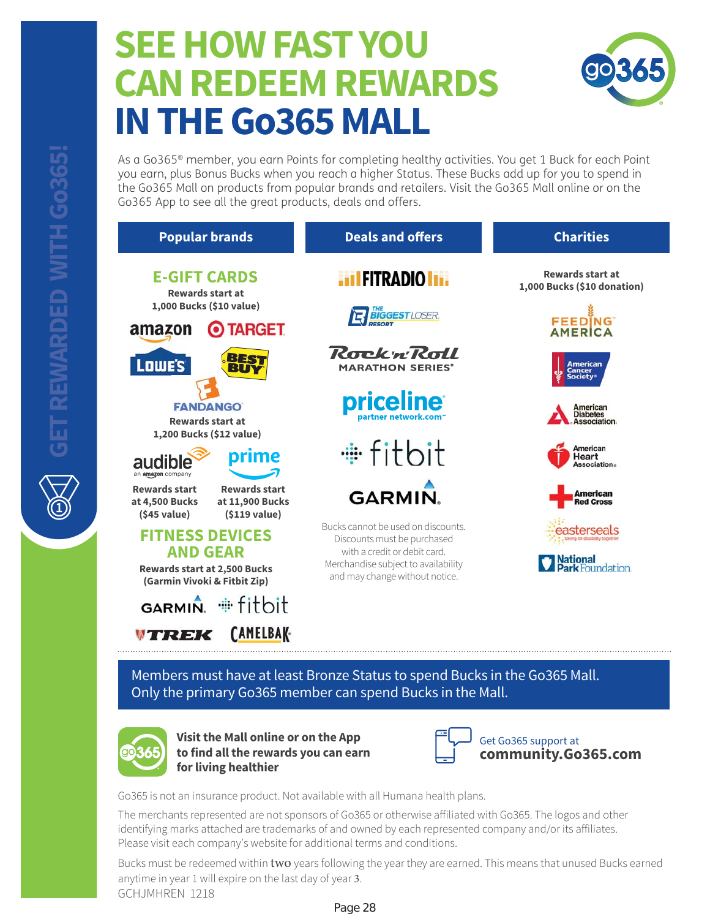# SEE HOW FAST YOU CAN REDEEM REWARDS IN THE Go365 MALL

As a Go365® member, you earn Points for completing healthy activities. You get 1 Buck for each Point you earn, plus Bonus Bucks when you reach a higher Status. These Bucks add up for you to spend in the Go365 Mall on products from popular brands and retailers. Visit the Go365 Mall online or on the Go365 App to see all the great products, deals and offers.

## Popular brands

### E-GIFT CARDS

**Rewards start at 1,000 Bucks ($10 value)**

amazon, TARGET, LOWE'S, BEST BUY

FANDANGO

**Rewards start at 1,200 Bucks ($12 value)**

audible (an amazon company) — **Rewards start at 4,500 Bucks ($45 value)**

prime — **Rewards start at 11,900 Bucks ($119 value)**

### FITNESS DEVICES AND GEAR

**Rewards start at 2,500 Bucks (Garmin Vivoki & Fitbit Zip)**

GARMIN, fitbit, TREK, CAMELBAK

## Deals and offers

FITRADIO

The Biggest Loser Resort

Rock 'n' Roll Marathon Series®

priceline partner network.com™

fitbit

GARMIN

Bucks cannot be used on discounts. Discounts must be purchased with a credit or debit card. Merchandise subject to availability and may change without notice.

## Charities

**Rewards start at 1,000 Bucks ($10 donation)**

Feeding America

American Cancer Society®

American Diabetes Association®

American Heart Association®

American Red Cross

easterseals

National Park Foundation

---

Members must have at least Bronze Status to spend Bucks in the Go365 Mall. Only the primary Go365 member can spend Bucks in the Mall.

**Visit the Mall online or on the App to find all the rewards you can earn for living healthier**

Get Go365 support at **community.Go365.com**

Go365 is not an insurance product. Not available with all Humana health plans.

The merchants represented are not sponsors of Go365 or otherwise affiliated with Go365. The logos and other identifying marks attached are trademarks of and owned by each represented company and/or its affiliates. Please visit each company's website for additional terms and conditions.

Bucks must be redeemed within two years following the year they are earned. This means that unused Bucks earned anytime in year 1 will expire on the last day of year 3.

GCHJMHREN 1218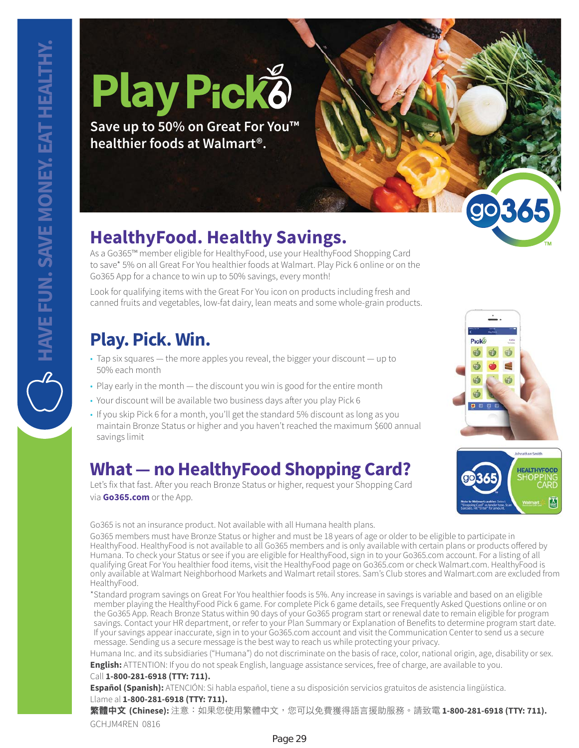HAVE FUN. SAVE MONEY. EAT HEALTHY.

# Play Pick6

**Save up to 50% on Great For You™ healthier foods at Walmart®.**

## HealthyFood. Healthy Savings.

As a Go365™ member eligible for HealthyFood, use your HealthyFood Shopping Card to save* 5% on all Great For You healthier foods at Walmart. Play Pick 6 online or on the Go365 App for a chance to win up to 50% savings, every month!

Look for qualifying items with the Great For You icon on products including fresh and canned fruits and vegetables, low-fat dairy, lean meats and some whole-grain products.

## Play. Pick. Win.

- Tap six squares — the more apples you reveal, the bigger your discount — up to 50% each month
- Play early in the month — the discount you win is good for the entire month
- Your discount will be available two business days after you play Pick 6
- If you skip Pick 6 for a month, you'll get the standard 5% discount as long as you maintain Bronze Status or higher and you haven't reached the maximum $600 annual savings limit

## What — no HealthyFood Shopping Card?

Let's fix that fast. After you reach Bronze Status or higher, request your Shopping Card via **Go365.com** or the App.

Go365 is not an insurance product. Not available with all Humana health plans.

Go365 members must have Bronze Status or higher and must be 18 years of age or older to be eligible to participate in HealthyFood. HealthyFood is not available to all Go365 members and is only available with certain plans or products offered by Humana. To check your Status or see if you are eligible for HealthyFood, sign in to your Go365.com account. For a listing of all qualifying Great For You healthier food items, visit the HealthyFood page on Go365.com or check Walmart.com. HealthyFood is only available at Walmart Neighborhood Markets and Walmart retail stores. Sam's Club stores and Walmart.com are excluded from HealthyFood.

*Standard program savings on Great For You healthier foods is 5%. Any increase in savings is variable and based on an eligible member playing the HealthyFood Pick 6 game. For complete Pick 6 game details, see Frequently Asked Questions online or on the Go365 App. Reach Bronze Status within 90 days of your Go365 program start or renewal date to remain eligible for program savings. Contact your HR department, or refer to your Plan Summary or Explanation of Benefits to determine program start date. If your savings appear inaccurate, sign in to your Go365.com account and visit the Communication Center to send us a secure message. Sending us a secure message is the best way to reach us while protecting your privacy.

Humana Inc. and its subsidiaries ("Humana") do not discriminate on the basis of race, color, national origin, age, disability or sex.

**English:** ATTENTION: If you do not speak English, language assistance services, free of charge, are available to you. Call **1-800-281-6918 (TTY: 711).**

**Español (Spanish):** ATENCIÓN: Si habla español, tiene a su disposición servicios gratuitos de asistencia lingüística. Llame al **1-800-281-6918 (TTY: 711).**

**繁體中文 (Chinese):** 注意：如果您使用繁體中文，您可以免費獲得語言援助服務。請致電 **1-800-281-6918 (TTY: 711).**

GCHJM4REN 0816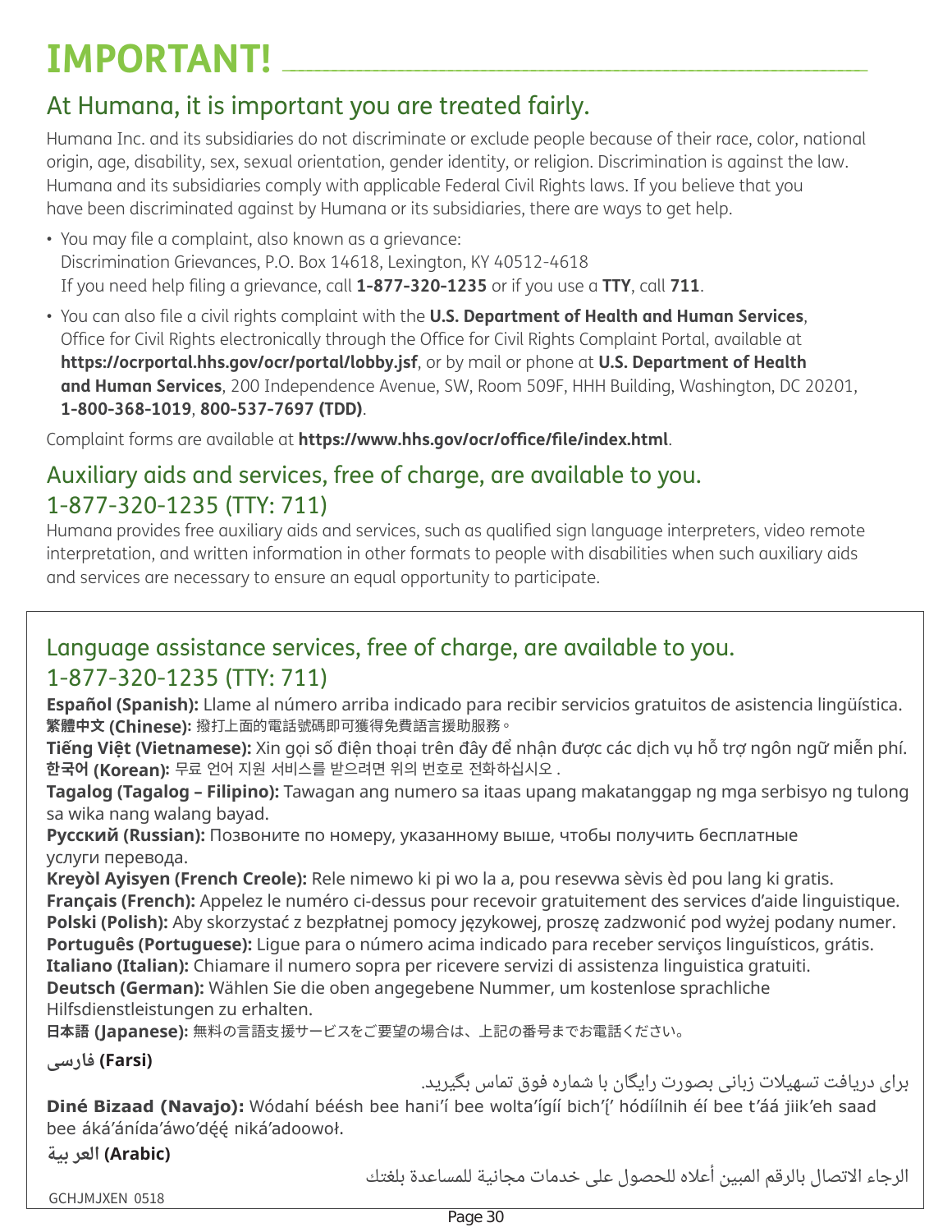# IMPORTANT!

## At Humana, it is important you are treated fairly.

Humana Inc. and its subsidiaries do not discriminate or exclude people because of their race, color, national origin, age, disability, sex, sexual orientation, gender identity, or religion. Discrimination is against the law. Humana and its subsidiaries comply with applicable Federal Civil Rights laws. If you believe that you have been discriminated against by Humana or its subsidiaries, there are ways to get help.

- You may file a complaint, also known as a grievance:
  Discrimination Grievances, P.O. Box 14618, Lexington, KY 40512-4618
  If you need help filing a grievance, call **1-877-320-1235** or if you use a **TTY**, call **711**.
- You can also file a civil rights complaint with the **U.S. Department of Health and Human Services**, Office for Civil Rights electronically through the Office for Civil Rights Complaint Portal, available at **https://ocrportal.hhs.gov/ocr/portal/lobby.jsf**, or by mail or phone at **U.S. Department of Health and Human Services**, 200 Independence Avenue, SW, Room 509F, HHH Building, Washington, DC 20201, **1-800-368-1019**, **800-537-7697 (TDD)**.

Complaint forms are available at **https://www.hhs.gov/ocr/office/file/index.html**.

## Auxiliary aids and services, free of charge, are available to you. 1-877-320-1235 (TTY: 711)

Humana provides free auxiliary aids and services, such as qualified sign language interpreters, video remote interpretation, and written information in other formats to people with disabilities when such auxiliary aids and services are necessary to ensure an equal opportunity to participate.

## Language assistance services, free of charge, are available to you. 1-877-320-1235 (TTY: 711)

**Español (Spanish):** Llame al número arriba indicado para recibir servicios gratuitos de asistencia lingüística.
**繁體中文 (Chinese):** 撥打上面的電話號碼即可獲得免費語言援助服務。
**Tiếng Việt (Vietnamese):** Xin gọi số điện thoại trên đây để nhận được các dịch vụ hỗ trợ ngôn ngữ miễn phí.
**한국어 (Korean):** 무료 언어 지원 서비스를 받으려면 위의 번호로 전화하십시오 .
**Tagalog (Tagalog – Filipino):** Tawagan ang numero sa itaas upang makatanggap ng mga serbisyo ng tulong sa wika nang walang bayad.
**Русский (Russian):** Позвоните по номеру, указанному выше, чтобы получить бесплатные услуги перевода.
**Kreyòl Ayisyen (French Creole):** Rele nimewo ki pi wo la a, pou resevwa sèvis èd pou lang ki gratis.
**Français (French):** Appelez le numéro ci-dessus pour recevoir gratuitement des services d'aide linguistique.
**Polski (Polish):** Aby skorzystać z bezpłatnej pomocy językowej, proszę zadzwonić pod wyżej podany numer.
**Português (Portuguese):** Ligue para o número acima indicado para receber serviços linguísticos, grátis.
**Italiano (Italian):** Chiamare il numero sopra per ricevere servizi di assistenza linguistica gratuiti.
**Deutsch (German):** Wählen Sie die oben angegebene Nummer, um kostenlose sprachliche Hilfsdienstleistungen zu erhalten.
**日本語 (Japanese):** 無料の言語支援サービスをご要望の場合は、上記の番号までお電話ください。

**فارسی (Farsi)**

برای دریافت تسهیلات زبانی بصورت رایگان با شماره فوق تماس بگیرید.

**Diné Bizaad (Navajo):** Wódahí béésh bee hani'í bee wolta'ígíí bich'į' hódíílnih éí bee t'áá jiik'eh saad bee áká'ánída'áwo'dę́ę́ niká'adoowoł.

**العربية (Arabic)**

الرجاء الاتصال بالرقم المبين أعلاه للحصول على خدمات مجانية للمساعدة بلغتك

GCHJMJXEN 0518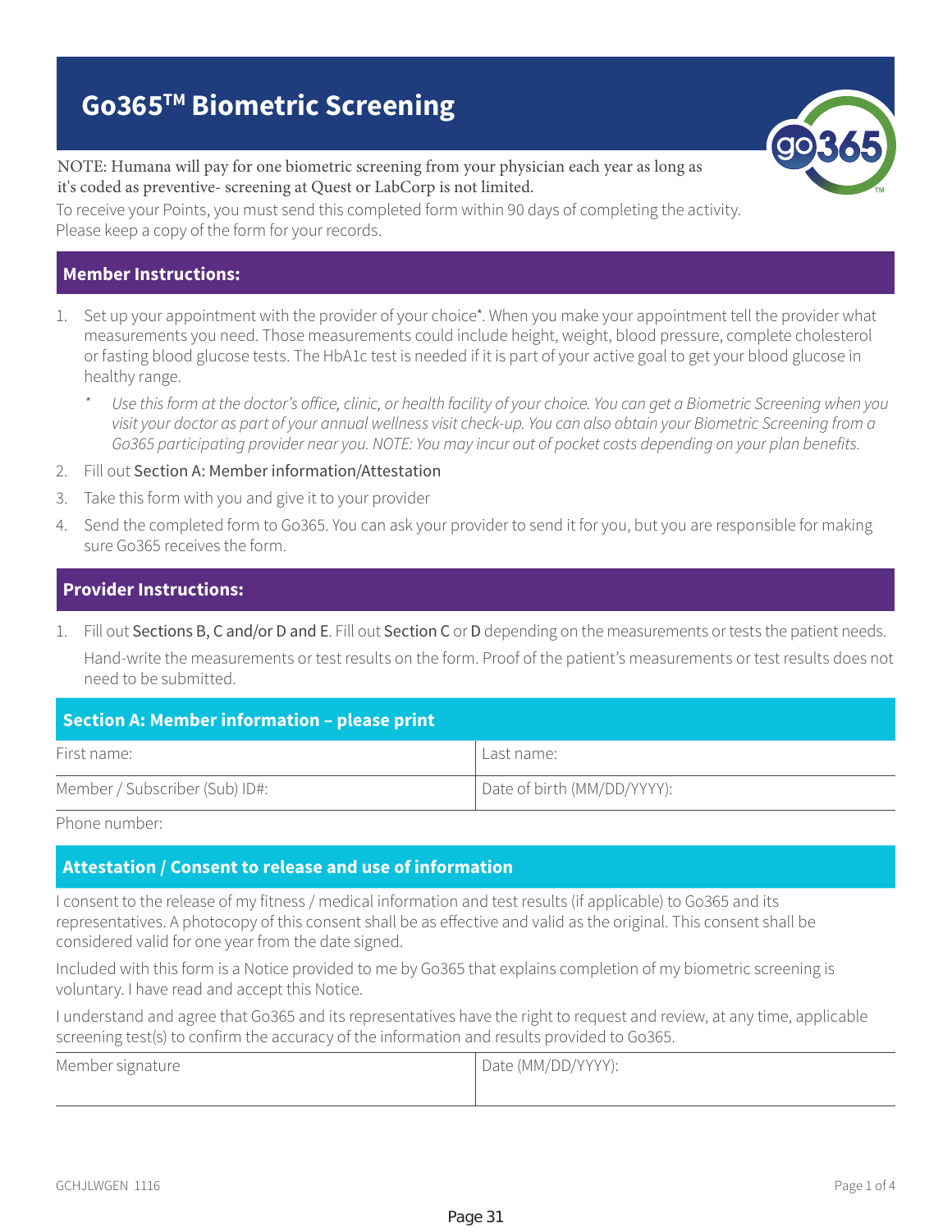# Go365™ Biometric Screening

NOTE: Humana will pay for one biometric screening from your physician each year as long as it's coded as preventive- screening at Quest or LabCorp is not limited.

To receive your Points, you must send this completed form within 90 days of completing the activity. Please keep a copy of the form for your records.

## Member Instructions:

1. Set up your appointment with the provider of your choice*. When you make your appointment tell the provider what measurements you need. Those measurements could include height, weight, blood pressure, complete cholesterol or fasting blood glucose tests. The HbA1c test is needed if it is part of your active goal to get your blood glucose in healthy range.

   \* *Use this form at the doctor's office, clinic, or health facility of your choice. You can get a Biometric Screening when you visit your doctor as part of your annual wellness visit check-up. You can also obtain your Biometric Screening from a Go365 participating provider near you. NOTE: You may incur out of pocket costs depending on your plan benefits.*
2. Fill out Section A: Member information/Attestation
3. Take this form with you and give it to your provider
4. Send the completed form to Go365. You can ask your provider to send it for you, but you are responsible for making sure Go365 receives the form.

## Provider Instructions:

1. Fill out Sections B, C and/or D and E. Fill out Section C or D depending on the measurements or tests the patient needs.

   Hand-write the measurements or test results on the form. Proof of the patient's measurements or test results does not need to be submitted.

## Section A: Member information – please print

| First name: | Last name: |
|---|---|
| Member / Subscriber (Sub) ID#: | Date of birth (MM/DD/YYYY): |

Phone number:

## Attestation / Consent to release and use of information

I consent to the release of my fitness / medical information and test results (if applicable) to Go365 and its representatives. A photocopy of this consent shall be as effective and valid as the original. This consent shall be considered valid for one year from the date signed.

Included with this form is a Notice provided to me by Go365 that explains completion of my biometric screening is voluntary. I have read and accept this Notice.

I understand and agree that Go365 and its representatives have the right to request and review, at any time, applicable screening test(s) to confirm the accuracy of the information and results provided to Go365.

| Member signature | Date (MM/DD/YYYY): |
|---|---|

GCHJLWGEN 1116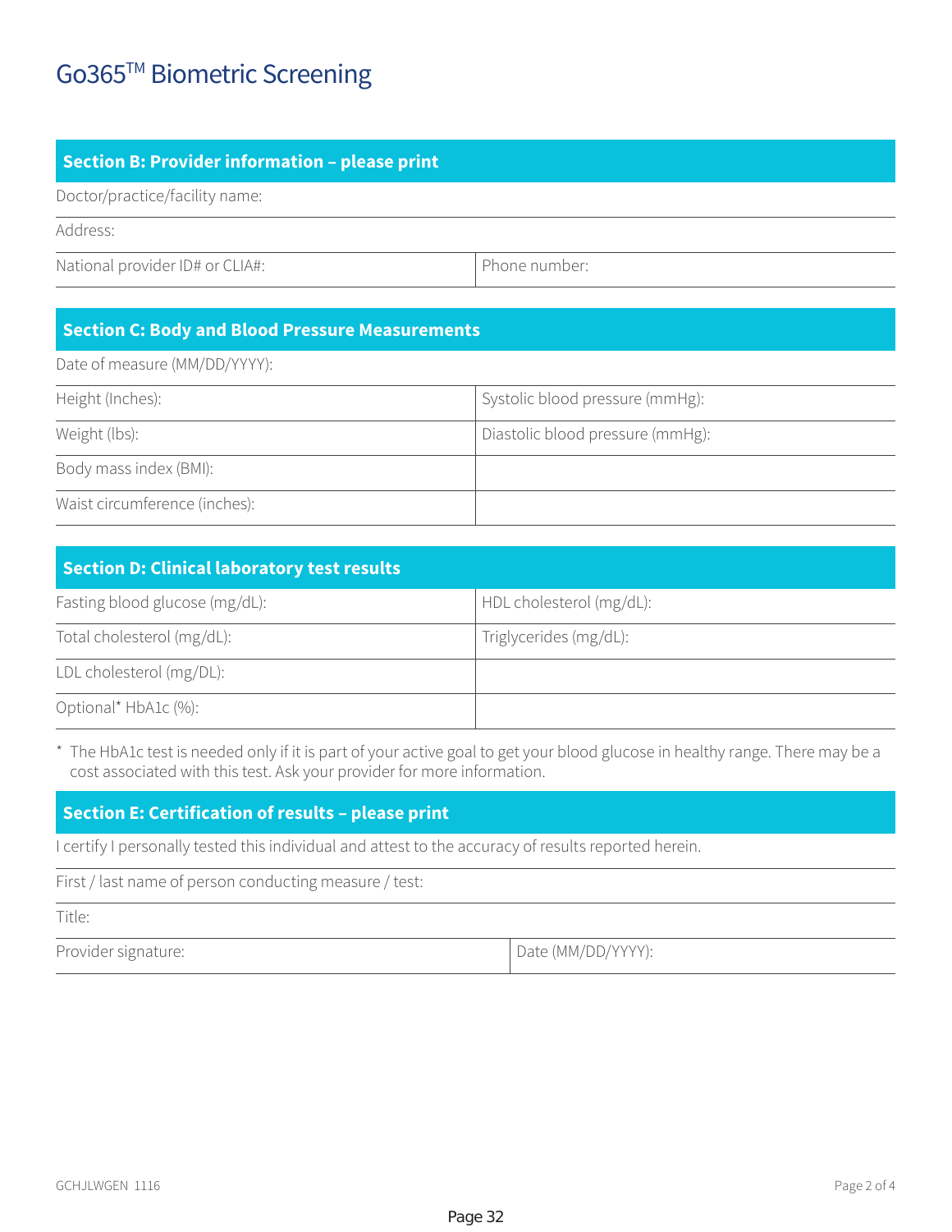# Go365[TM] Biometric Screening

## Section B: Provider information – please print

Doctor/practice/facility name:

Address:

| National provider ID# or CLIA#: | Phone number: |
|---|---|

## Section C: Body and Blood Pressure Measurements

Date of measure (MM/DD/YYYY):

| Height (Inches): | Systolic blood pressure (mmHg): |
|---|---|
| Weight (lbs): | Diastolic blood pressure (mmHg): |
| Body mass index (BMI): | |
| Waist circumference (inches): | |

## Section D: Clinical laboratory test results

| Fasting blood glucose (mg/dL): | HDL cholesterol (mg/dL): |
|---|---|
| Total cholesterol (mg/dL): | Triglycerides (mg/dL): |
| LDL cholesterol (mg/DL): | |
| Optional* HbA1c (%): | |

\* The HbA1c test is needed only if it is part of your active goal to get your blood glucose in healthy range. There may be a cost associated with this test. Ask your provider for more information.

## Section E: Certification of results – please print

I certify I personally tested this individual and attest to the accuracy of results reported herein.

First / last name of person conducting measure / test:

Title:

| Provider signature: | Date (MM/DD/YYYY): |
|---|---|

GCHJLWGEN 1116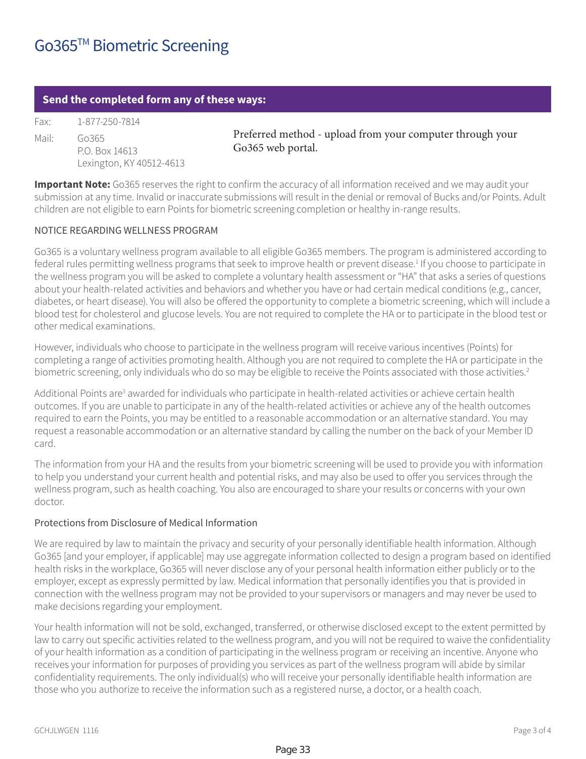# Go365™ Biometric Screening

**Send the completed form any of these ways:**

Fax: 1-877-250-7814

Mail: Go365
P.O. Box 14613
Lexington, KY 40512-4613

Preferred method - upload from your computer through your Go365 web portal.

**Important Note:** Go365 reserves the right to confirm the accuracy of all information received and we may audit your submission at any time. Invalid or inaccurate submissions will result in the denial or removal of Bucks and/or Points. Adult children are not eligible to earn Points for biometric screening completion or healthy in-range results.

NOTICE REGARDING WELLNESS PROGRAM

Go365 is a voluntary wellness program available to all eligible Go365 members. The program is administered according to federal rules permitting wellness programs that seek to improve health or prevent disease.[1] If you choose to participate in the wellness program you will be asked to complete a voluntary health assessment or "HA" that asks a series of questions about your health-related activities and behaviors and whether you have or had certain medical conditions (e.g., cancer, diabetes, or heart disease). You will also be offered the opportunity to complete a biometric screening, which will include a blood test for cholesterol and glucose levels. You are not required to complete the HA or to participate in the blood test or other medical examinations.

However, individuals who choose to participate in the wellness program will receive various incentives (Points) for completing a range of activities promoting health. Although you are not required to complete the HA or participate in the biometric screening, only individuals who do so may be eligible to receive the Points associated with those activities.[2]

Additional Points are[3] awarded for individuals who participate in health-related activities or achieve certain health outcomes. If you are unable to participate in any of the health-related activities or achieve any of the health outcomes required to earn the Points, you may be entitled to a reasonable accommodation or an alternative standard. You may request a reasonable accommodation or an alternative standard by calling the number on the back of your Member ID card.

The information from your HA and the results from your biometric screening will be used to provide you with information to help you understand your current health and potential risks, and may also be used to offer you services through the wellness program, such as health coaching. You also are encouraged to share your results or concerns with your own doctor.

Protections from Disclosure of Medical Information

We are required by law to maintain the privacy and security of your personally identifiable health information. Although Go365 [and your employer, if applicable] may use aggregate information collected to design a program based on identified health risks in the workplace, Go365 will never disclose any of your personal health information either publicly or to the employer, except as expressly permitted by law. Medical information that personally identifies you that is provided in connection with the wellness program may not be provided to your supervisors or managers and may never be used to make decisions regarding your employment.

Your health information will not be sold, exchanged, transferred, or otherwise disclosed except to the extent permitted by law to carry out specific activities related to the wellness program, and you will not be required to waive the confidentiality of your health information as a condition of participating in the wellness program or receiving an incentive. Anyone who receives your information for purposes of providing you services as part of the wellness program will abide by similar confidentiality requirements. The only individual(s) who will receive your personally identifiable health information are those who you authorize to receive the information such as a registered nurse, a doctor, or a health coach.

GCHJLWGEN 1116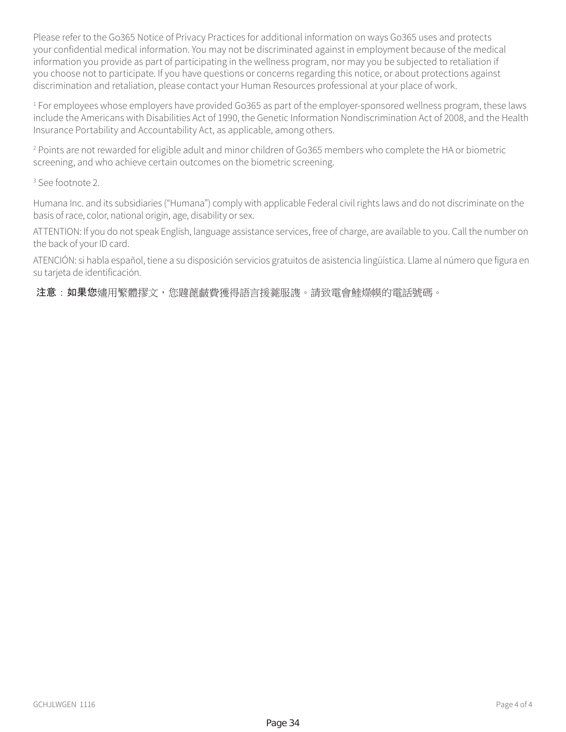Please refer to the Go365 Notice of Privacy Practices for additional information on ways Go365 uses and protects your confidential medical information. You may not be discriminated against in employment because of the medical information you provide as part of participating in the wellness program, nor may you be subjected to retaliation if you choose not to participate. If you have questions or concerns regarding this notice, or about protections against discrimination and retaliation, please contact your Human Resources professional at your place of work.

[1] For employees whose employers have provided Go365 as part of the employer-sponsored wellness program, these laws include the Americans with Disabilities Act of 1990, the Genetic Information Nondiscrimination Act of 2008, and the Health Insurance Portability and Accountability Act, as applicable, among others.

[2] Points are not rewarded for eligible adult and minor children of Go365 members who complete the HA or biometric screening, and who achieve certain outcomes on the biometric screening.

[3] See footnote 2.

Humana Inc. and its subsidiaries ("Humana") comply with applicable Federal civil rights laws and do not discriminate on the basis of race, color, national origin, age, disability or sex.

ATTENTION: If you do not speak English, language assistance services, free of charge, are available to you. Call the number on the back of your ID card.

ATENCIÓN: si habla español, tiene a su disposición servicios gratuitos de asistencia lingüística. Llame al número que figura en su tarjeta de identificación.

**注意**：**如果您**熚用繁體擇文，您鼲蓖觳費獲得語言援蘘服護。請致電會鮭爍幙的電話號碼。

GCHJLWGEN 1116